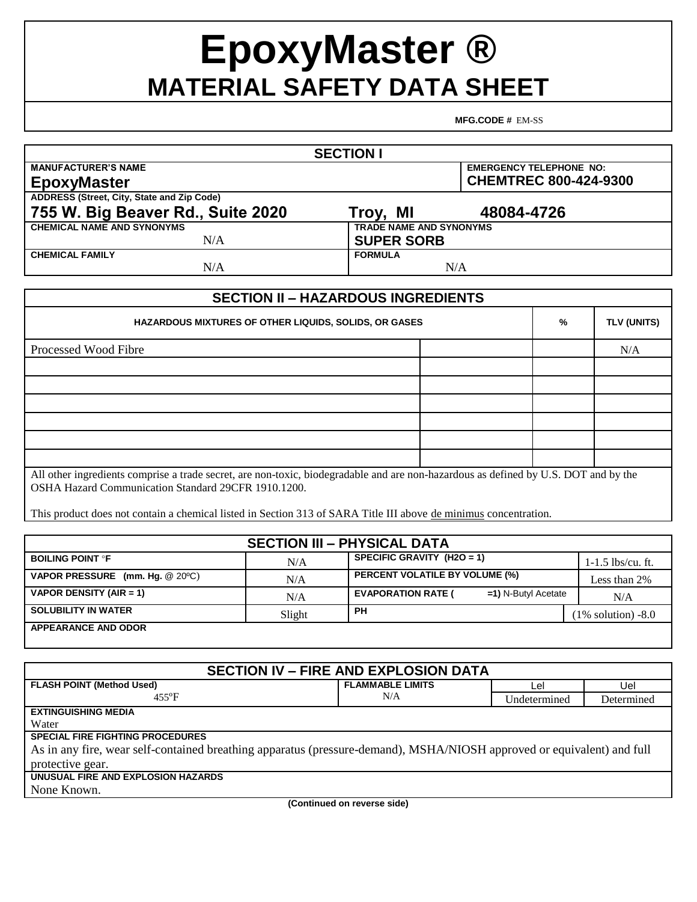# EpoxyMaster ®

# MATERIAL SAFETY DATA SHEET

**MFG.CODE #** EM-SS

## SECTION I

| MANUFACTURER'S NAME | | EMERGENCY TELEPHONE NO: |
|---|---|---|
| **EpoxyMaster** | | **CHEMTREC 800-424-9300** |

| ADDRESS (Street, City, State and Zip Code) | | |
|---|---|---|
| **755 W. Big Beaver Rd., Suite 2020** | **Troy, MI** | **48084-4726** |

| CHEMICAL NAME AND SYNONYMS | TRADE NAME AND SYNONYMS |
|---|---|
| N/A | **SUPER SORB** |
| **CHEMICAL FAMILY** | **FORMULA** |
| N/A | N/A |

## SECTION II – HAZARDOUS INGREDIENTS

| HAZARDOUS MIXTURES OF OTHER LIQUIDS, SOLIDS, OR GASES | | % | TLV (UNITS) |
|---|---|---|---|
| Processed Wood Fibre | | | N/A |
| | | | |
| | | | |
| | | | |
| | | | |
| | | | |
| | | | |

All other ingredients comprise a trade secret, are non-toxic, biodegradable and are non-hazardous as defined by U.S. DOT and by the OSHA Hazard Communication Standard 29CFR 1910.1200.

This product does not contain a chemical listed in Section 313 of SARA Title III above de minimus concentration.

## SECTION III – PHYSICAL DATA

| | | | |
|---|---|---|---|
| **BOILING POINT °F** | N/A | **SPECIFIC GRAVITY (H2O = 1)** | 1-1.5 lbs/cu. ft. |
| **VAPOR PRESSURE (mm. Hg. @ 20ºC)** | N/A | **PERCENT VOLATILE BY VOLUME (%)** | Less than 2% |
| **VAPOR DENSITY (AIR = 1)** | N/A | **EVAPORATION RATE ( =1) N-Butyl Acetate** | N/A |
| **SOLUBILITY IN WATER** | Slight | **PH** | (1% solution) -8.0 |
| **APPEARANCE AND ODOR** | | | |

## SECTION IV – FIRE AND EXPLOSION DATA

| FLASH POINT (Method Used) | FLAMMABLE LIMITS | Lel | Uel |
|---|---|---|---|
| 455ºF | N/A | Undetermined | Determined |

**EXTINGUISHING MEDIA**

Water

**SPECIAL FIRE FIGHTING PROCEDURES**

As in any fire, wear self-contained breathing apparatus (pressure-demand), MSHA/NIOSH approved or equivalent) and full protective gear.

**UNUSUAL FIRE AND EXPLOSION HAZARDS**

None Known.

**(Continued on reverse side)**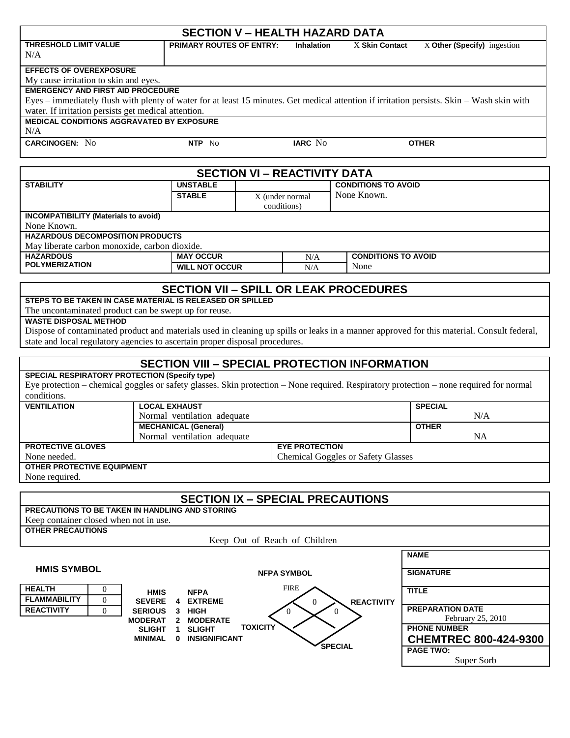## SECTION V – HEALTH HAZARD DATA

| THRESHOLD LIMIT VALUE | PRIMARY ROUTES OF ENTRY: | Inhalation | X Skin Contact | X Other (Specify) ingestion |
|---|---|---|---|---|
| N/A | | | | |

**EFFECTS OF OVEREXPOSURE**
My cause irritation to skin and eyes.

**EMERGENCY AND FIRST AID PROCEDURE**
Eyes – immediately flush with plenty of water for at least 15 minutes. Get medical attention if irritation persists. Skin – Wash skin with water. If irritation persists get medical attention.

**MEDICAL CONDITIONS AGGRAVATED BY EXPOSURE**
N/A

| CARCINOGEN: No | NTP No | IARC No | OTHER |
|---|---|---|---|

## SECTION VI – REACTIVITY DATA

| STABILITY | UNSTABLE | | CONDITIONS TO AVOID |
|---|---|---|---|
| | STABLE | X (under normal conditions) | None Known. |

**INCOMPATIBILITY (Materials to avoid)**
None Known.

**HAZARDOUS DECOMPOSITION PRODUCTS**
May liberate carbon monoxide, carbon dioxide.

| HAZARDOUS POLYMERIZATION | | | CONDITIONS TO AVOID |
|---|---|---|---|
| | MAY OCCUR | N/A | None |
| | WILL NOT OCCUR | N/A | |

## SECTION VII – SPILL OR LEAK PROCEDURES

**STEPS TO BE TAKEN IN CASE MATERIAL IS RELEASED OR SPILLED**
The uncontaminated product can be swept up for reuse.

**WASTE DISPOSAL METHOD**
Dispose of contaminated product and materials used in cleaning up spills or leaks in a manner approved for this material. Consult federal, state and local regulatory agencies to ascertain proper disposal procedures.

## SECTION VIII – SPECIAL PROTECTION INFORMATION

**SPECIAL RESPIRATORY PROTECTION (Specify type)**
Eye protection – chemical goggles or safety glasses. Skin protection – None required. Respiratory protection – none required for normal conditions.

| VENTILATION | | |
|---|---|---|
| | LOCAL EXHAUST<br>Normal ventilation adequate | SPECIAL<br>N/A |
| | MECHANICAL (General)<br>Normal ventilation adequate | OTHER<br>NA |

| PROTECTIVE GLOVES | EYE PROTECTION |
|---|---|
| None needed. | Chemical Goggles or Safety Glasses |

**OTHER PROTECTIVE EQUIPMENT**
None required.

## SECTION IX – SPECIAL PRECAUTIONS

**PRECAUTIONS TO BE TAKEN IN HANDLING AND STORING**
Keep container closed when not in use.

**OTHER PRECAUTIONS**
Keep Out of Reach of Children

**HMIS SYMBOL**

| | |
|---|---|
| HEALTH | 0 |
| FLAMMABILITY | 0 |
| REACTIVITY | 0 |

| HMIS | | NFPA |
|---|---|---|
| SEVERE | 4 | EXTREME |
| SERIOUS | 3 | HIGH |
| MODERAT | 2 | MODERATE |
| SLIGHT | 1 | SLIGHT |
| MINIMAL | 0 | INSIGNIFICANT |

**NFPA SYMBOL**

FIRE 0
TOXICITY 0
REACTIVITY 0
SPECIAL

| |
|---|
| NAME |
| SIGNATURE |
| TITLE |
| PREPARATION DATE<br>February 25, 2010 |
| PHONE NUMBER<br>CHEMTREC 800-424-9300 |
| PAGE TWO:<br>Super Sorb |